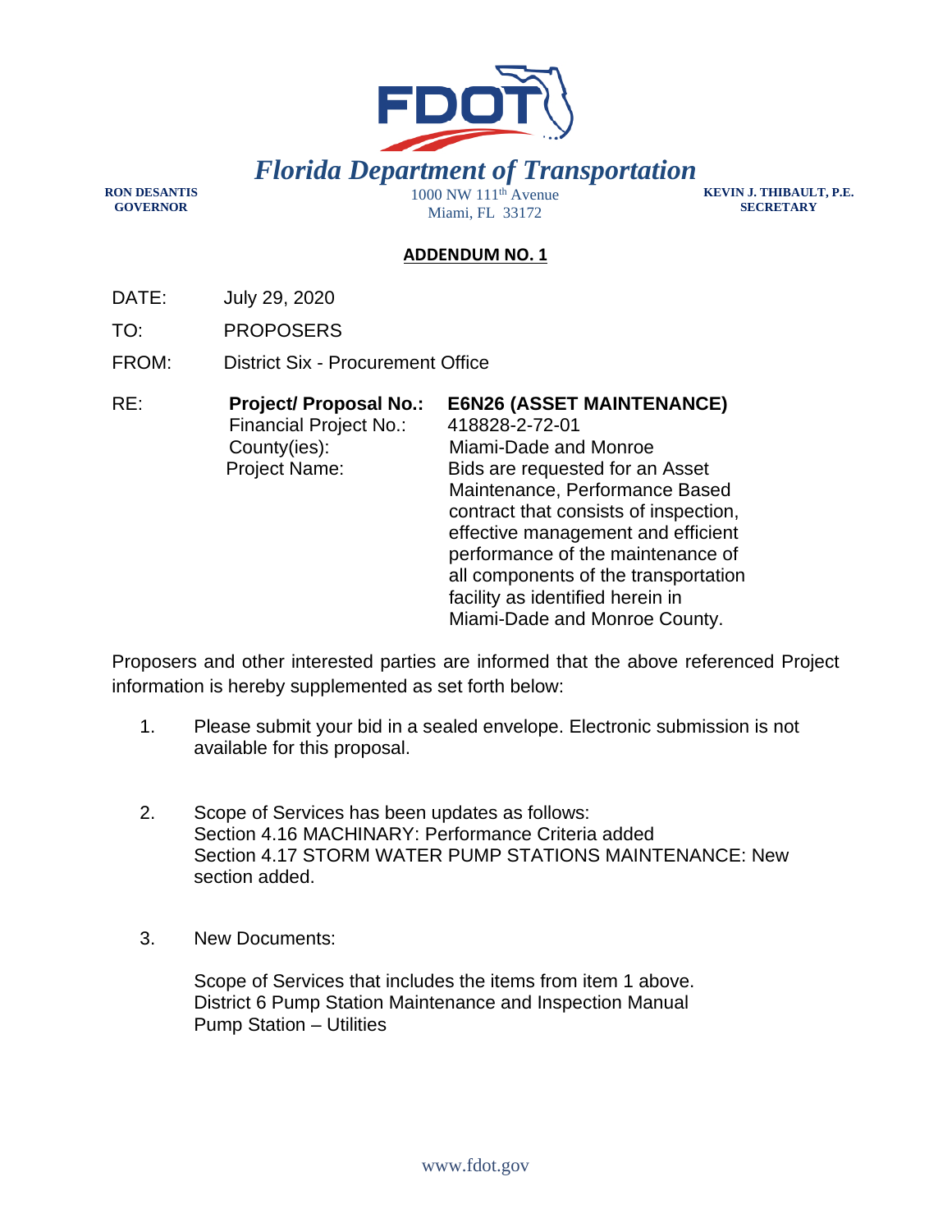# *Florida Department of Transportation*

**RON DESANTIS**
**GOVERNOR**

1000 NW 111th Avenue
Miami, FL 33172

**KEVIN J. THIBAULT, P.E.**
**SECRETARY**

## ADDENDUM NO. 1

DATE: July 29, 2020

TO: PROPOSERS

FROM: District Six - Procurement Office

RE:

| | |
|---|---|
| **Project/ Proposal No.:** | **E6N26 (ASSET MAINTENANCE)** |
| Financial Project No.: | 418828-2-72-01 |
| County(ies): | Miami-Dade and Monroe |
| Project Name: | Bids are requested for an Asset Maintenance, Performance Based contract that consists of inspection, effective management and efficient performance of the maintenance of all components of the transportation facility as identified herein in Miami-Dade and Monroe County. |

Proposers and other interested parties are informed that the above referenced Project information is hereby supplemented as set forth below:

1. Please submit your bid in a sealed envelope. Electronic submission is not available for this proposal.

2. Scope of Services has been updates as follows:
   Section 4.16 MACHINARY: Performance Criteria added
   Section 4.17 STORM WATER PUMP STATIONS MAINTENANCE: New section added.

3. New Documents:

   Scope of Services that includes the items from item 1 above.
   District 6 Pump Station Maintenance and Inspection Manual
   Pump Station – Utilities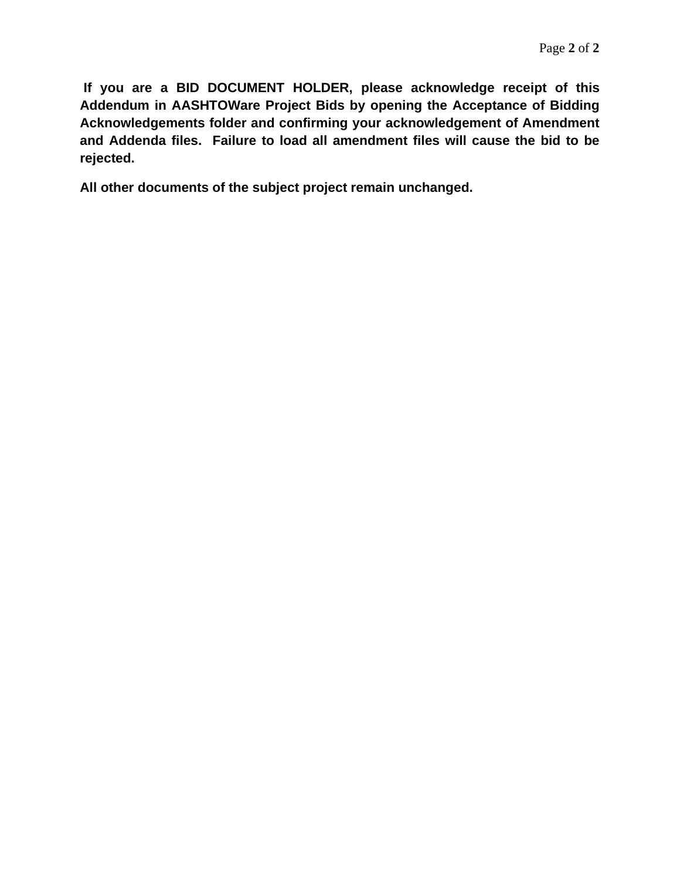**If you are a BID DOCUMENT HOLDER, please acknowledge receipt of this Addendum in AASHTOWare Project Bids by opening the Acceptance of Bidding Acknowledgements folder and confirming your acknowledgement of Amendment and Addenda files. Failure to load all amendment files will cause the bid to be rejected.**

**All other documents of the subject project remain unchanged.**